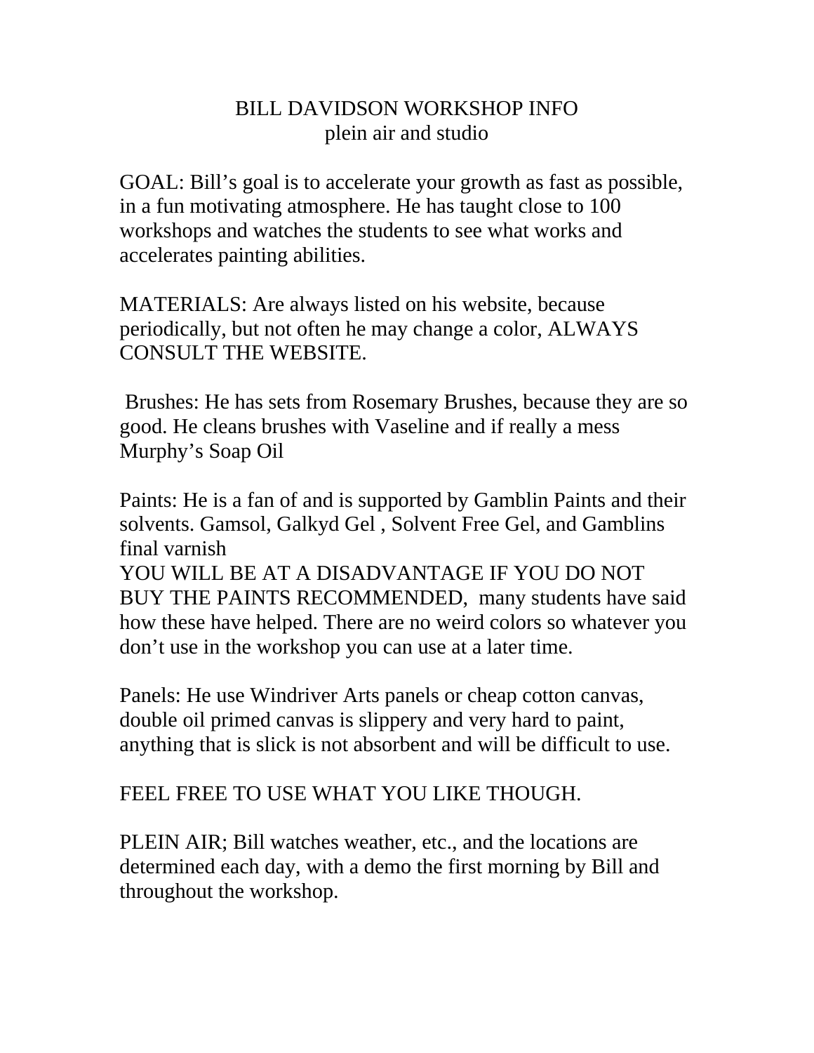# BILL DAVIDSON WORKSHOP INFO
## plein air and studio

GOAL: Bill's goal is to accelerate your growth as fast as possible, in a fun motivating atmosphere. He has taught close to 100 workshops and watches the students to see what works and accelerates painting abilities.

MATERIALS: Are always listed on his website, because periodically, but not often he may change a color, ALWAYS CONSULT THE WEBSITE.

Brushes: He has sets from Rosemary Brushes, because they are so good. He cleans brushes with Vaseline and if really a mess Murphy's Soap Oil

Paints: He is a fan of and is supported by Gamblin Paints and their solvents. Gamsol, Galkyd Gel , Solvent Free Gel, and Gamblins final varnish
YOU WILL BE AT A DISADVANTAGE IF YOU DO NOT BUY THE PAINTS RECOMMENDED, many students have said how these have helped. There are no weird colors so whatever you don't use in the workshop you can use at a later time.

Panels: He use Windriver Arts panels or cheap cotton canvas, double oil primed canvas is slippery and very hard to paint, anything that is slick is not absorbent and will be difficult to use.

FEEL FREE TO USE WHAT YOU LIKE THOUGH.

PLEIN AIR; Bill watches weather, etc., and the locations are determined each day, with a demo the first morning by Bill and throughout the workshop.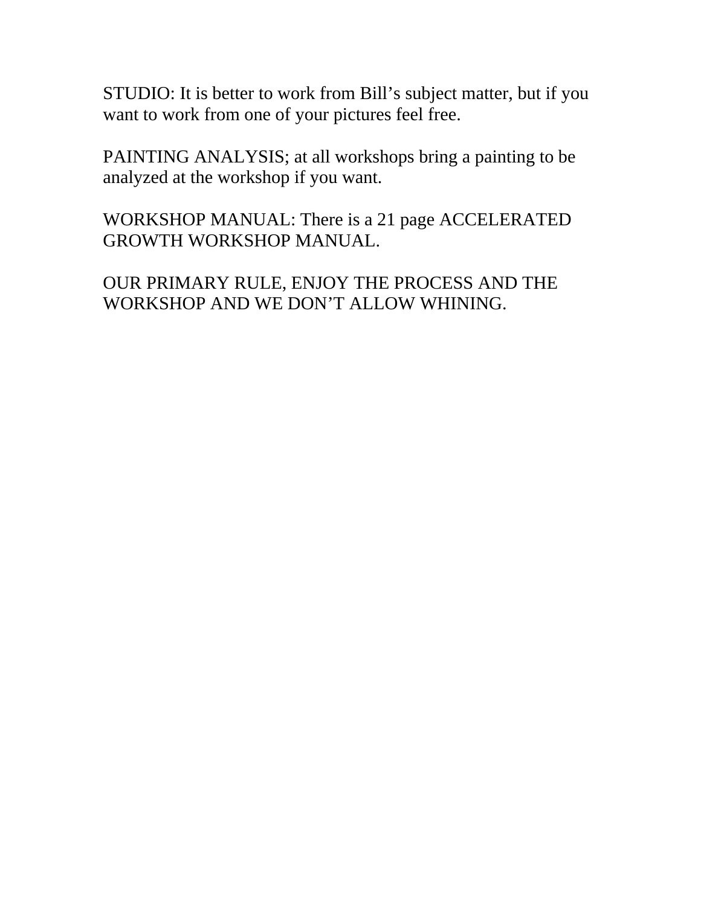STUDIO: It is better to work from Bill's subject matter, but if you want to work from one of your pictures feel free.

PAINTING ANALYSIS; at all workshops bring a painting to be analyzed at the workshop if you want.

WORKSHOP MANUAL: There is a 21 page ACCELERATED GROWTH WORKSHOP MANUAL.

OUR PRIMARY RULE, ENJOY THE PROCESS AND THE WORKSHOP AND WE DON'T ALLOW WHINING.